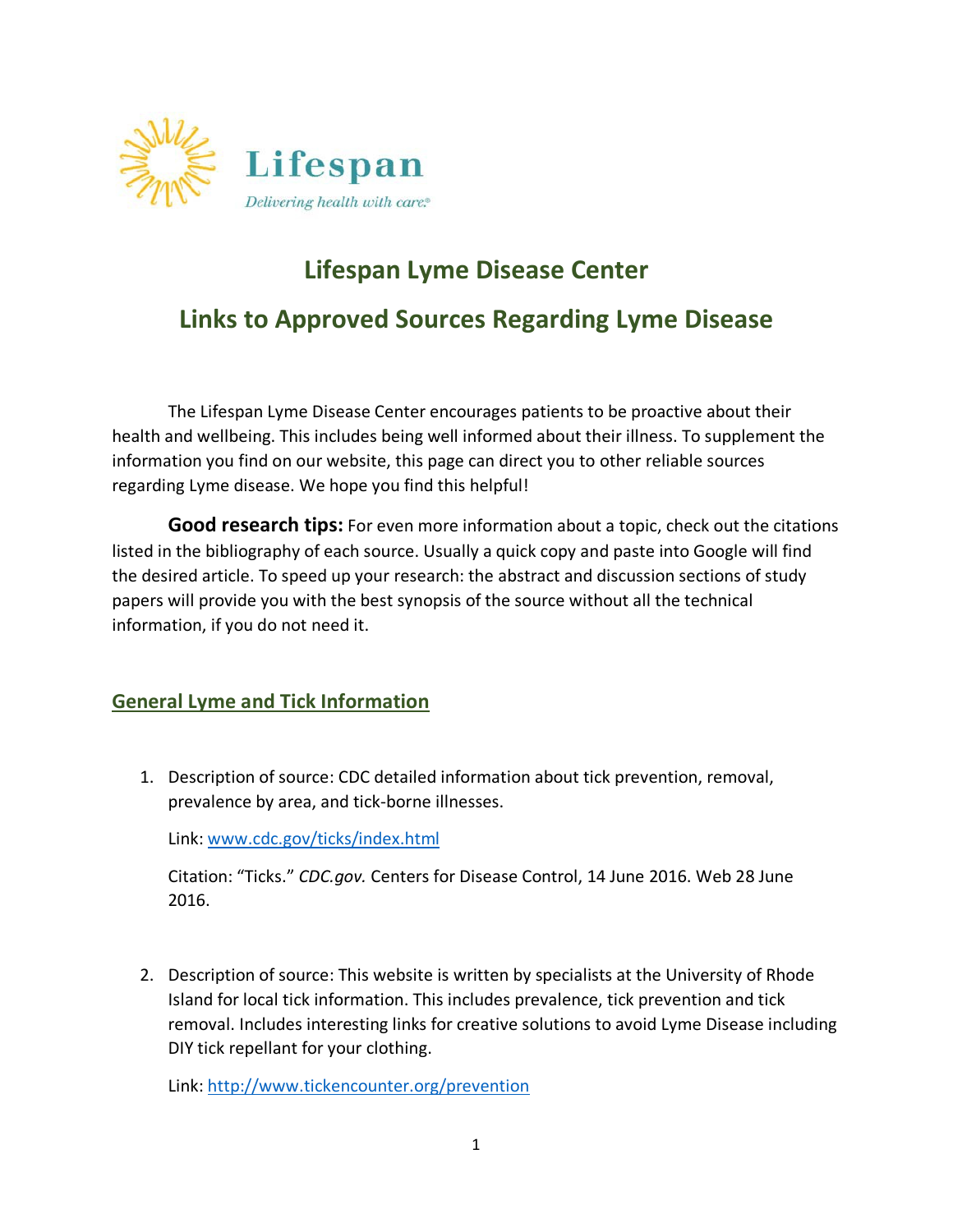Lifespan

*Delivering health with care.®*

# Lifespan Lyme Disease Center

# Links to Approved Sources Regarding Lyme Disease

The Lifespan Lyme Disease Center encourages patients to be proactive about their health and wellbeing. This includes being well informed about their illness. To supplement the information you find on our website, this page can direct you to other reliable sources regarding Lyme disease. We hope you find this helpful!

**Good research tips:** For even more information about a topic, check out the citations listed in the bibliography of each source. Usually a quick copy and paste into Google will find the desired article. To speed up your research: the abstract and discussion sections of study papers will provide you with the best synopsis of the source without all the technical information, if you do not need it.

## General Lyme and Tick Information

1. Description of source: CDC detailed information about tick prevention, removal, prevalence by area, and tick-borne illnesses.

   Link: [www.cdc.gov/ticks/index.html](www.cdc.gov/ticks/index.html)

   Citation: "Ticks." *CDC.gov.* Centers for Disease Control, 14 June 2016. Web 28 June 2016.

2. Description of source: This website is written by specialists at the University of Rhode Island for local tick information. This includes prevalence, tick prevention and tick removal. Includes interesting links for creative solutions to avoid Lyme Disease including DIY tick repellant for your clothing.

   Link: [http://www.tickencounter.org/prevention](http://www.tickencounter.org/prevention)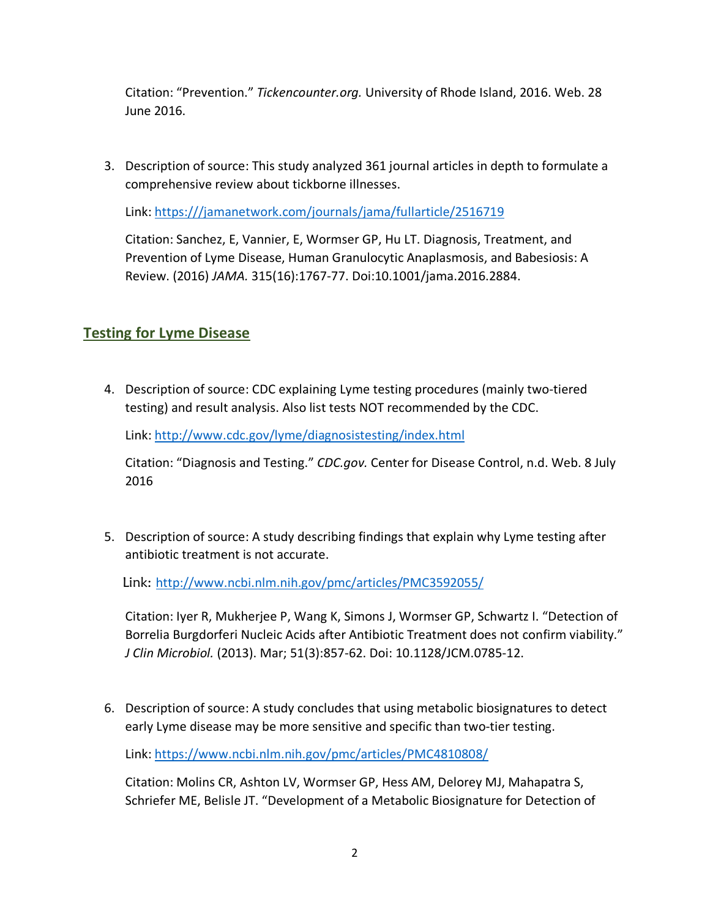Citation: "Prevention." *Tickencounter.org.* University of Rhode Island, 2016. Web. 28 June 2016.

3. Description of source: This study analyzed 361 journal articles in depth to formulate a comprehensive review about tickborne illnesses.

   Link: https:///jamanetwork.com/journals/jama/fullarticle/2516719

   Citation: Sanchez, E, Vannier, E, Wormser GP, Hu LT. Diagnosis, Treatment, and Prevention of Lyme Disease, Human Granulocytic Anaplasmosis, and Babesiosis: A Review. (2016) *JAMA.* 315(16):1767-77. Doi:10.1001/jama.2016.2884.

## Testing for Lyme Disease

4. Description of source: CDC explaining Lyme testing procedures (mainly two-tiered testing) and result analysis. Also list tests NOT recommended by the CDC.

   Link: http://www.cdc.gov/lyme/diagnosistesting/index.html

   Citation: "Diagnosis and Testing." *CDC.gov.* Center for Disease Control, n.d. Web. 8 July 2016

5. Description of source: A study describing findings that explain why Lyme testing after antibiotic treatment is not accurate.

   Link: http://www.ncbi.nlm.nih.gov/pmc/articles/PMC3592055/

   Citation: Iyer R, Mukherjee P, Wang K, Simons J, Wormser GP, Schwartz I. "Detection of Borrelia Burgdorferi Nucleic Acids after Antibiotic Treatment does not confirm viability." *J Clin Microbiol.* (2013). Mar; 51(3):857-62. Doi: 10.1128/JCM.0785-12.

6. Description of source: A study concludes that using metabolic biosignatures to detect early Lyme disease may be more sensitive and specific than two-tier testing.

   Link: https://www.ncbi.nlm.nih.gov/pmc/articles/PMC4810808/

   Citation: Molins CR, Ashton LV, Wormser GP, Hess AM, Delorey MJ, Mahapatra S, Schriefer ME, Belisle JT. "Development of a Metabolic Biosignature for Detection of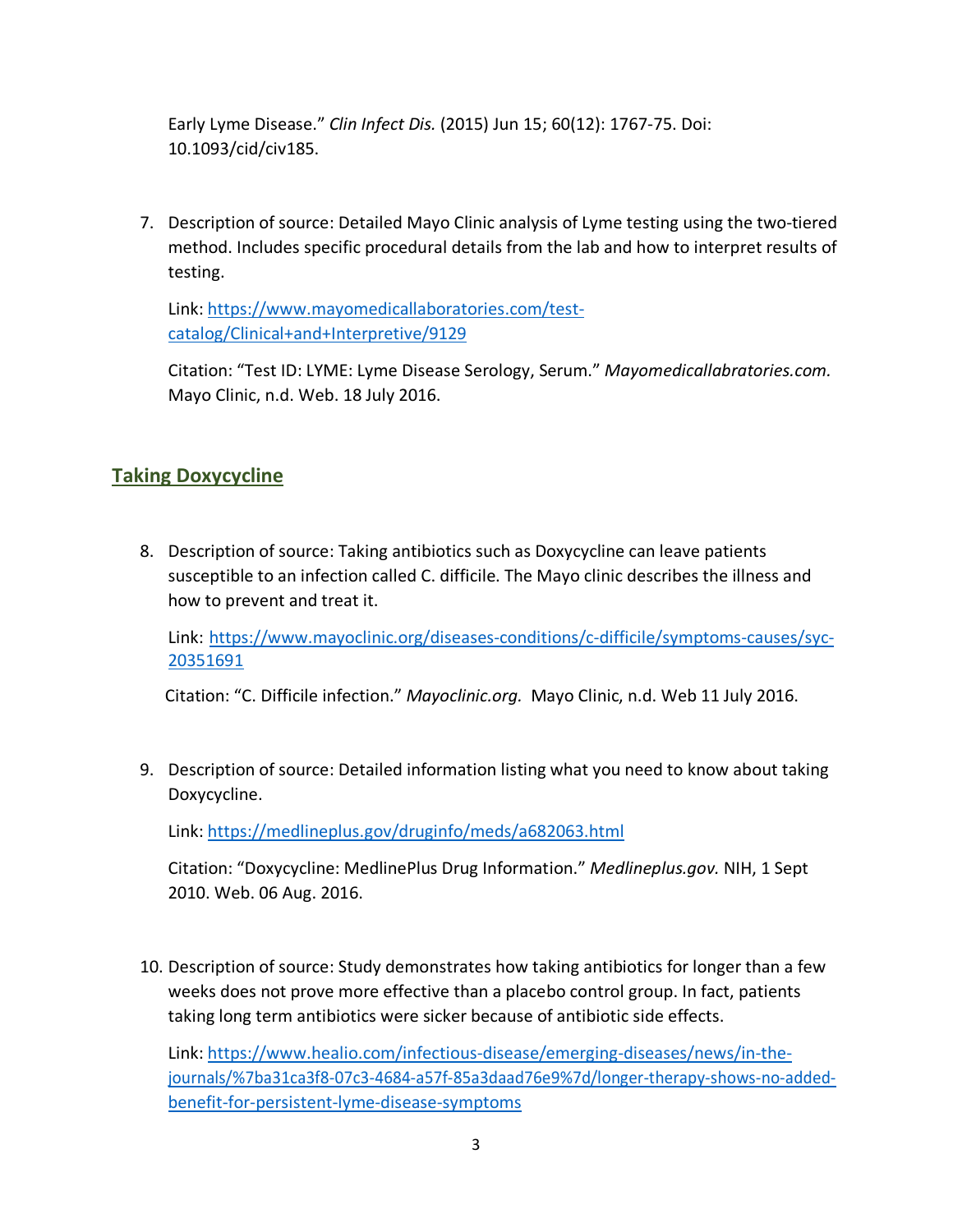Early Lyme Disease." *Clin Infect Dis.* (2015) Jun 15; 60(12): 1767-75. Doi: 10.1093/cid/civ185.

7. Description of source: Detailed Mayo Clinic analysis of Lyme testing using the two-tiered method. Includes specific procedural details from the lab and how to interpret results of testing.

   Link: [https://www.mayomedicallaboratories.com/test-catalog/Clinical+and+Interpretive/9129](https://www.mayomedicallaboratories.com/test-catalog/Clinical+and+Interpretive/9129)

   Citation: "Test ID: LYME: Lyme Disease Serology, Serum." *Mayomedicallabratories.com.* Mayo Clinic, n.d. Web. 18 July 2016.

## Taking Doxycycline

8. Description of source: Taking antibiotics such as Doxycycline can leave patients susceptible to an infection called C. difficile. The Mayo clinic describes the illness and how to prevent and treat it.

   Link: [https://www.mayoclinic.org/diseases-conditions/c-difficile/symptoms-causes/syc-20351691](https://www.mayoclinic.org/diseases-conditions/c-difficile/symptoms-causes/syc-20351691)

   Citation: "C. Difficile infection." *Mayoclinic.org.* Mayo Clinic, n.d. Web 11 July 2016.

9. Description of source: Detailed information listing what you need to know about taking Doxycycline.

   Link: [https://medlineplus.gov/druginfo/meds/a682063.html](https://medlineplus.gov/druginfo/meds/a682063.html)

   Citation: "Doxycycline: MedlinePlus Drug Information." *Medlineplus.gov.* NIH, 1 Sept 2010. Web. 06 Aug. 2016.

10. Description of source: Study demonstrates how taking antibiotics for longer than a few weeks does not prove more effective than a placebo control group. In fact, patients taking long term antibiotics were sicker because of antibiotic side effects.

    Link: [https://www.healio.com/infectious-disease/emerging-diseases/news/in-the-journals/%7ba31ca3f8-07c3-4684-a57f-85a3daad76e9%7d/longer-therapy-shows-no-added-benefit-for-persistent-lyme-disease-symptoms](https://www.healio.com/infectious-disease/emerging-diseases/news/in-the-journals/%7ba31ca3f8-07c3-4684-a57f-85a3daad76e9%7d/longer-therapy-shows-no-added-benefit-for-persistent-lyme-disease-symptoms)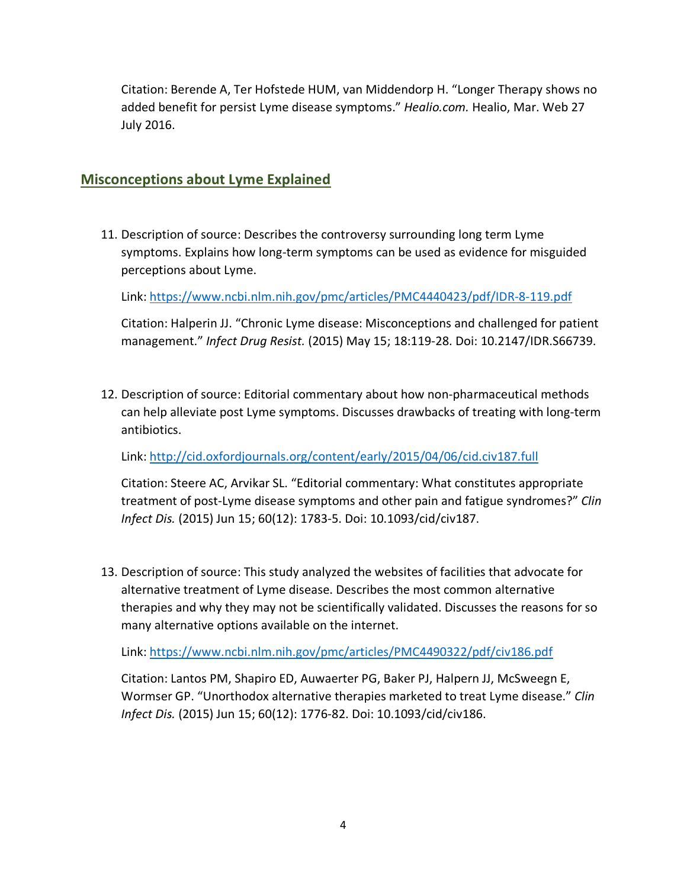Citation: Berende A, Ter Hofstede HUM, van Middendorp H. "Longer Therapy shows no added benefit for persist Lyme disease symptoms." *Healio.com.* Healio, Mar. Web 27 July 2016.

## Misconceptions about Lyme Explained

11. Description of source: Describes the controversy surrounding long term Lyme symptoms. Explains how long-term symptoms can be used as evidence for misguided perceptions about Lyme.

    Link: https://www.ncbi.nlm.nih.gov/pmc/articles/PMC4440423/pdf/IDR-8-119.pdf

    Citation: Halperin JJ. "Chronic Lyme disease: Misconceptions and challenged for patient management." *Infect Drug Resist.* (2015) May 15; 18:119-28. Doi: 10.2147/IDR.S66739.

12. Description of source: Editorial commentary about how non-pharmaceutical methods can help alleviate post Lyme symptoms. Discusses drawbacks of treating with long-term antibiotics.

    Link: http://cid.oxfordjournals.org/content/early/2015/04/06/cid.civ187.full

    Citation: Steere AC, Arvikar SL. "Editorial commentary: What constitutes appropriate treatment of post-Lyme disease symptoms and other pain and fatigue syndromes?" *Clin Infect Dis.* (2015) Jun 15; 60(12): 1783-5. Doi: 10.1093/cid/civ187.

13. Description of source: This study analyzed the websites of facilities that advocate for alternative treatment of Lyme disease. Describes the most common alternative therapies and why they may not be scientifically validated. Discusses the reasons for so many alternative options available on the internet.

    Link: https://www.ncbi.nlm.nih.gov/pmc/articles/PMC4490322/pdf/civ186.pdf

    Citation: Lantos PM, Shapiro ED, Auwaerter PG, Baker PJ, Halpern JJ, McSweegn E, Wormser GP. "Unorthodox alternative therapies marketed to treat Lyme disease." *Clin Infect Dis.* (2015) Jun 15; 60(12): 1776-82. Doi: 10.1093/cid/civ186.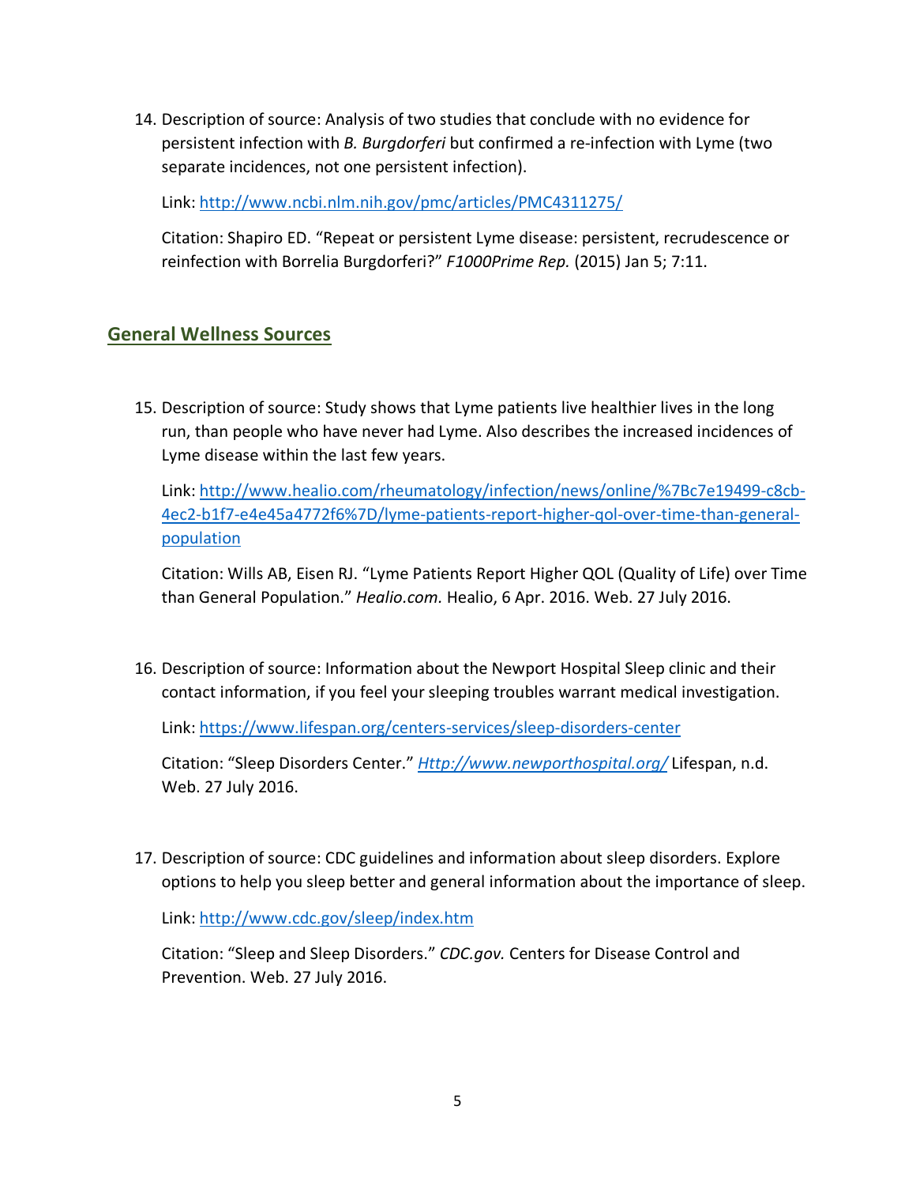14. Description of source: Analysis of two studies that conclude with no evidence for persistent infection with *B. Burgdorferi* but confirmed a re-infection with Lyme (two separate incidences, not one persistent infection).

    Link: http://www.ncbi.nlm.nih.gov/pmc/articles/PMC4311275/

    Citation: Shapiro ED. "Repeat or persistent Lyme disease: persistent, recrudescence or reinfection with Borrelia Burgdorferi?" *F1000Prime Rep.* (2015) Jan 5; 7:11.

## General Wellness Sources

15. Description of source: Study shows that Lyme patients live healthier lives in the long run, than people who have never had Lyme. Also describes the increased incidences of Lyme disease within the last few years.

    Link: http://www.healio.com/rheumatology/infection/news/online/%7Bc7e19499-c8cb-4ec2-b1f7-e4e45a4772f6%7D/lyme-patients-report-higher-qol-over-time-than-general-population

    Citation: Wills AB, Eisen RJ. "Lyme Patients Report Higher QOL (Quality of Life) over Time than General Population." *Healio.com.* Healio, 6 Apr. 2016. Web. 27 July 2016.

16. Description of source: Information about the Newport Hospital Sleep clinic and their contact information, if you feel your sleeping troubles warrant medical investigation.

    Link: https://www.lifespan.org/centers-services/sleep-disorders-center

    Citation: "Sleep Disorders Center." *Http://www.newporthospital.org/* Lifespan, n.d. Web. 27 July 2016.

17. Description of source: CDC guidelines and information about sleep disorders. Explore options to help you sleep better and general information about the importance of sleep.

    Link: http://www.cdc.gov/sleep/index.htm

    Citation: "Sleep and Sleep Disorders." *CDC.gov.* Centers for Disease Control and Prevention. Web. 27 July 2016.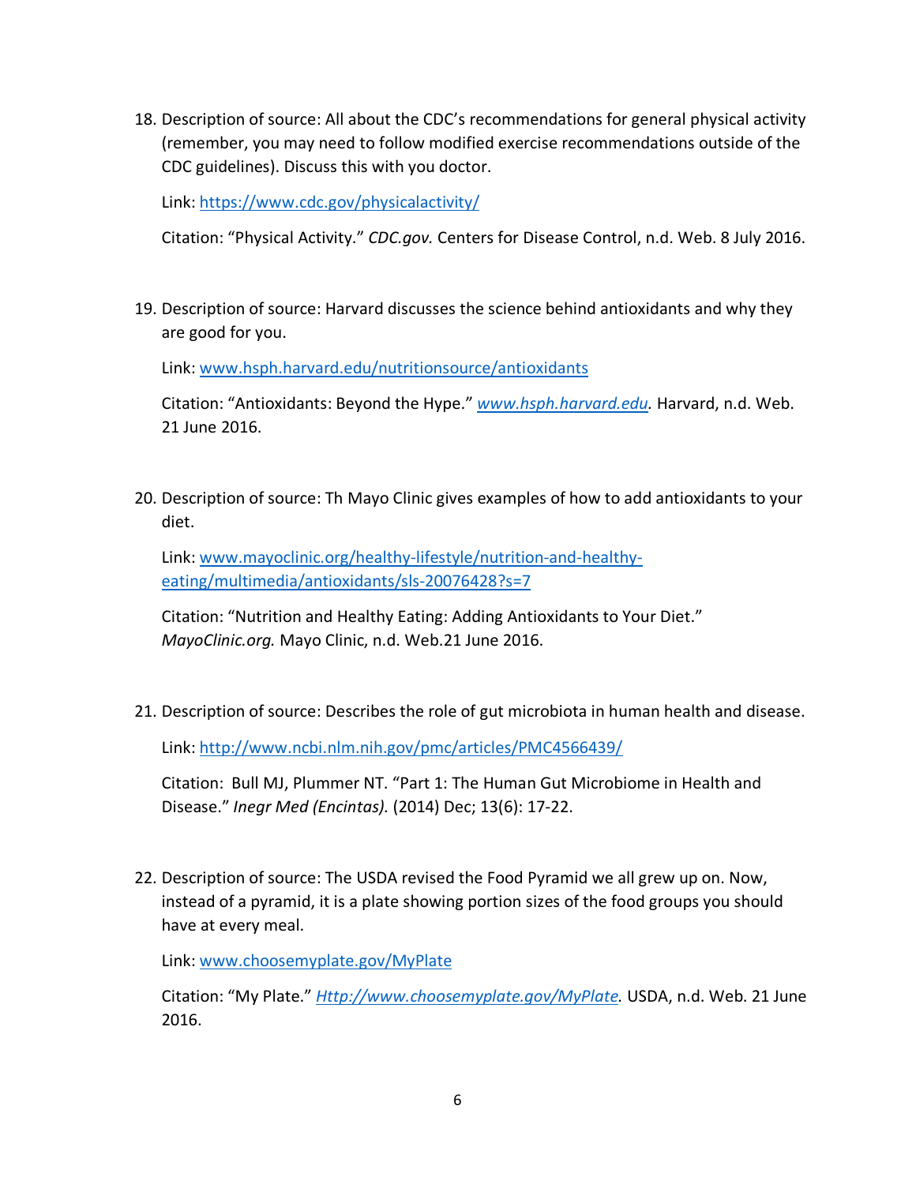18. Description of source: All about the CDC's recommendations for general physical activity (remember, you may need to follow modified exercise recommendations outside of the CDC guidelines). Discuss this with you doctor.

    Link: https://www.cdc.gov/physicalactivity/

    Citation: "Physical Activity." *CDC.gov.* Centers for Disease Control, n.d. Web. 8 July 2016.

19. Description of source: Harvard discusses the science behind antioxidants and why they are good for you.

    Link: www.hsph.harvard.edu/nutritionsource/antioxidants

    Citation: "Antioxidants: Beyond the Hype." *www.hsph.harvard.edu.* Harvard, n.d. Web. 21 June 2016.

20. Description of source: Th Mayo Clinic gives examples of how to add antioxidants to your diet.

    Link: www.mayoclinic.org/healthy-lifestyle/nutrition-and-healthy-eating/multimedia/antioxidants/sls-20076428?s=7

    Citation: "Nutrition and Healthy Eating: Adding Antioxidants to Your Diet." *MayoClinic.org.* Mayo Clinic, n.d. Web.21 June 2016.

21. Description of source: Describes the role of gut microbiota in human health and disease.

    Link: http://www.ncbi.nlm.nih.gov/pmc/articles/PMC4566439/

    Citation: Bull MJ, Plummer NT. "Part 1: The Human Gut Microbiome in Health and Disease." *Inegr Med (Encintas).* (2014) Dec; 13(6): 17-22.

22. Description of source: The USDA revised the Food Pyramid we all grew up on. Now, instead of a pyramid, it is a plate showing portion sizes of the food groups you should have at every meal.

    Link: www.choosemyplate.gov/MyPlate

    Citation: "My Plate." *Http://www.choosemyplate.gov/MyPlate.* USDA, n.d. Web. 21 June 2016.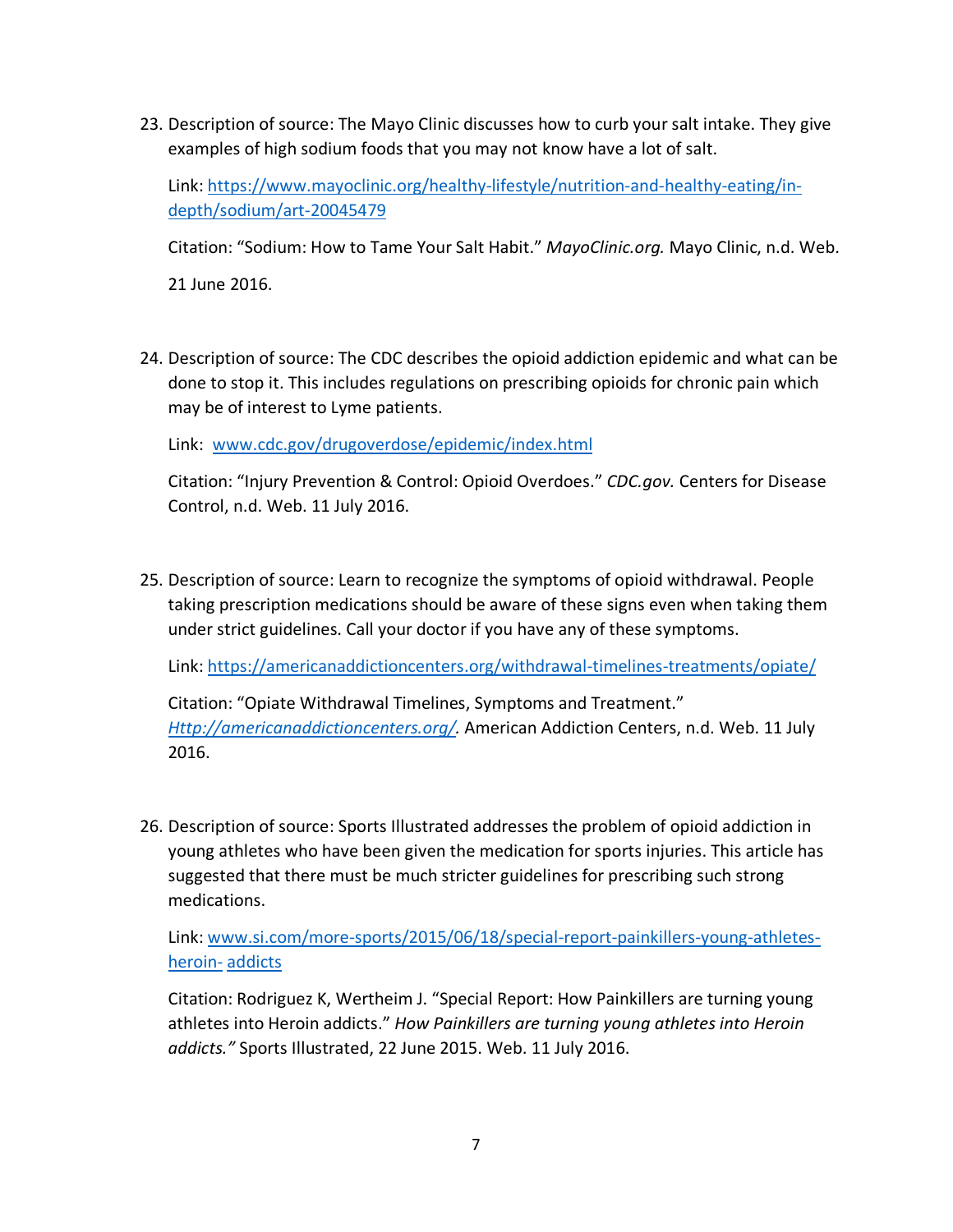23. Description of source: The Mayo Clinic discusses how to curb your salt intake. They give examples of high sodium foods that you may not know have a lot of salt.

    Link: https://www.mayoclinic.org/healthy-lifestyle/nutrition-and-healthy-eating/in-depth/sodium/art-20045479

    Citation: "Sodium: How to Tame Your Salt Habit." *MayoClinic.org.* Mayo Clinic, n.d. Web. 21 June 2016.

24. Description of source: The CDC describes the opioid addiction epidemic and what can be done to stop it. This includes regulations on prescribing opioids for chronic pain which may be of interest to Lyme patients.

    Link: www.cdc.gov/drugoverdose/epidemic/index.html

    Citation: "Injury Prevention & Control: Opioid Overdoes." *CDC.gov.* Centers for Disease Control, n.d. Web. 11 July 2016.

25. Description of source: Learn to recognize the symptoms of opioid withdrawal. People taking prescription medications should be aware of these signs even when taking them under strict guidelines. Call your doctor if you have any of these symptoms.

    Link: https://americanaddictioncenters.org/withdrawal-timelines-treatments/opiate/

    Citation: "Opiate Withdrawal Timelines, Symptoms and Treatment." *Http://americanaddictioncenters.org/.* American Addiction Centers, n.d. Web. 11 July 2016.

26. Description of source: Sports Illustrated addresses the problem of opioid addiction in young athletes who have been given the medication for sports injuries. This article has suggested that there must be much stricter guidelines for prescribing such strong medications.

    Link: www.si.com/more-sports/2015/06/18/special-report-painkillers-young-athletes-heroin- addicts

    Citation: Rodriguez K, Wertheim J. "Special Report: How Painkillers are turning young athletes into Heroin addicts." *How Painkillers are turning young athletes into Heroin addicts."* Sports Illustrated, 22 June 2015. Web. 11 July 2016.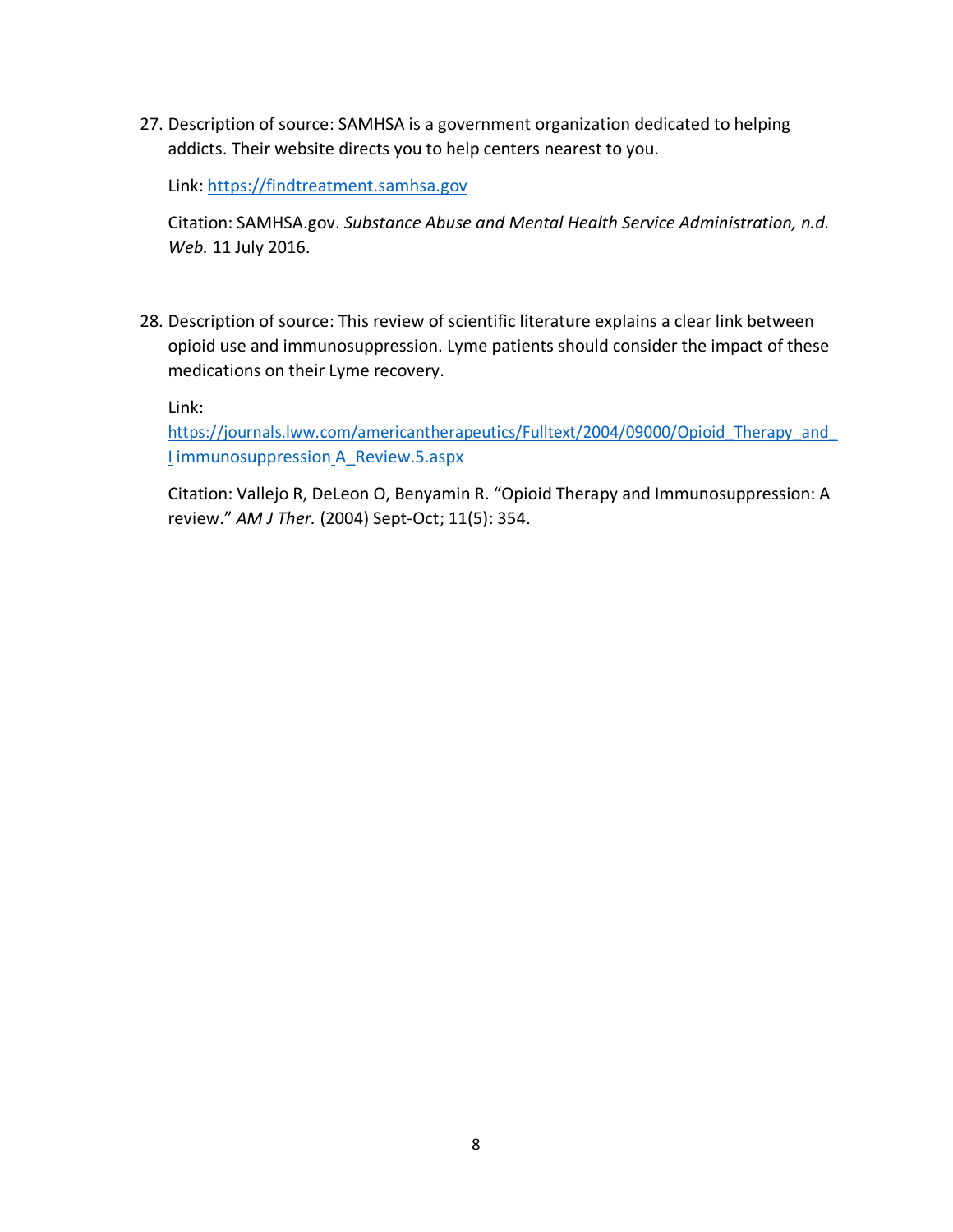27. Description of source: SAMHSA is a government organization dedicated to helping addicts. Their website directs you to help centers nearest to you.

    Link: https://findtreatment.samhsa.gov

    Citation: SAMHSA.gov. *Substance Abuse and Mental Health Service Administration, n.d. Web.* 11 July 2016.

28. Description of source: This review of scientific literature explains a clear link between opioid use and immunosuppression. Lyme patients should consider the impact of these medications on their Lyme recovery.

    Link: https://journals.lww.com/americantherapeutics/Fulltext/2004/09000/Opioid_Therapy_and_I immunosuppression_A_Review.5.aspx

    Citation: Vallejo R, DeLeon O, Benyamin R. "Opioid Therapy and Immunosuppression: A review." *AM J Ther.* (2004) Sept-Oct; 11(5): 354.